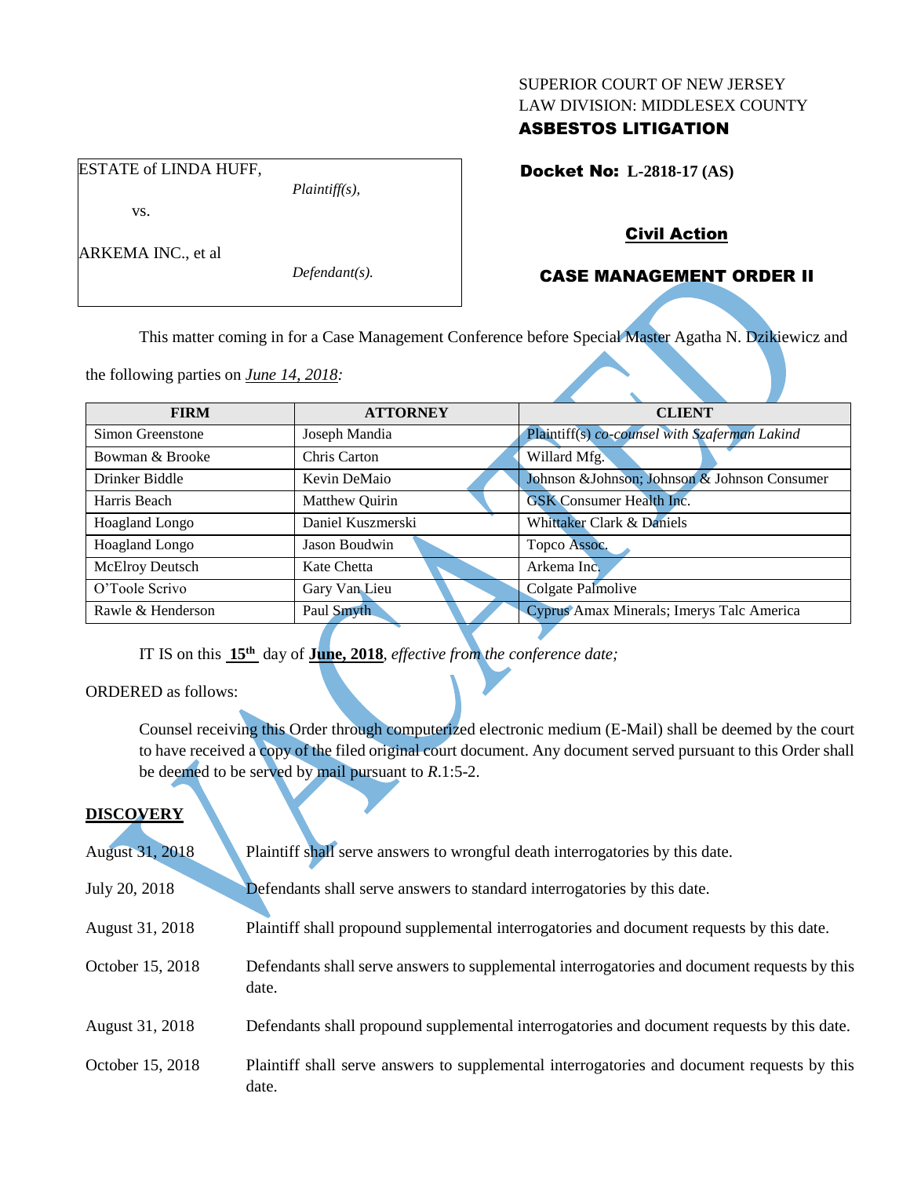SUPERIOR COURT OF NEW JERSEY
LAW DIVISION: MIDDLESEX COUNTY
**ASBESTOS LITIGATION**

ESTATE of LINDA HUFF,
*Plaintiff(s),*

vs.

ARKEMA INC., et al
*Defendant(s).*

**Docket No: L-2818-17 (AS)**

**Civil Action**

**CASE MANAGEMENT ORDER II**

This matter coming in for a Case Management Conference before Special Master Agatha N. Dzikiewicz and the following parties on *June 14, 2018:*

| FIRM | ATTORNEY | CLIENT |
|---|---|---|
| Simon Greenstone | Joseph Mandia | Plaintiff(s) *co-counsel with Szaferman Lakind* |
| Bowman & Brooke | Chris Carton | Willard Mfg. |
| Drinker Biddle | Kevin DeMaio | Johnson &Johnson; Johnson & Johnson Consumer |
| Harris Beach | Matthew Quirin | GSK Consumer Health Inc. |
| Hoagland Longo | Daniel Kuszmerski | Whittaker Clark & Daniels |
| Hoagland Longo | Jason Boudwin | Topco Assoc. |
| McElroy Deutsch | Kate Chetta | Arkema Inc. |
| O'Toole Scrivo | Gary Van Lieu | Colgate Palmolive |
| Rawle & Henderson | Paul Smyth | Cyprus Amax Minerals; Imerys Talc America |

IT IS on this **15th** day of **June, 2018**, *effective from the conference date;*

ORDERED as follows:

Counsel receiving this Order through computerized electronic medium (E-Mail) shall be deemed by the court to have received a copy of the filed original court document. Any document served pursuant to this Order shall be deemed to be served by mail pursuant to *R*.1:5-2.

**DISCOVERY**

August 31, 2018 — Plaintiff shall serve answers to wrongful death interrogatories by this date.

July 20, 2018 — Defendants shall serve answers to standard interrogatories by this date.

August 31, 2018 — Plaintiff shall propound supplemental interrogatories and document requests by this date.

October 15, 2018 — Defendants shall serve answers to supplemental interrogatories and document requests by this date.

August 31, 2018 — Defendants shall propound supplemental interrogatories and document requests by this date.

October 15, 2018 — Plaintiff shall serve answers to supplemental interrogatories and document requests by this date.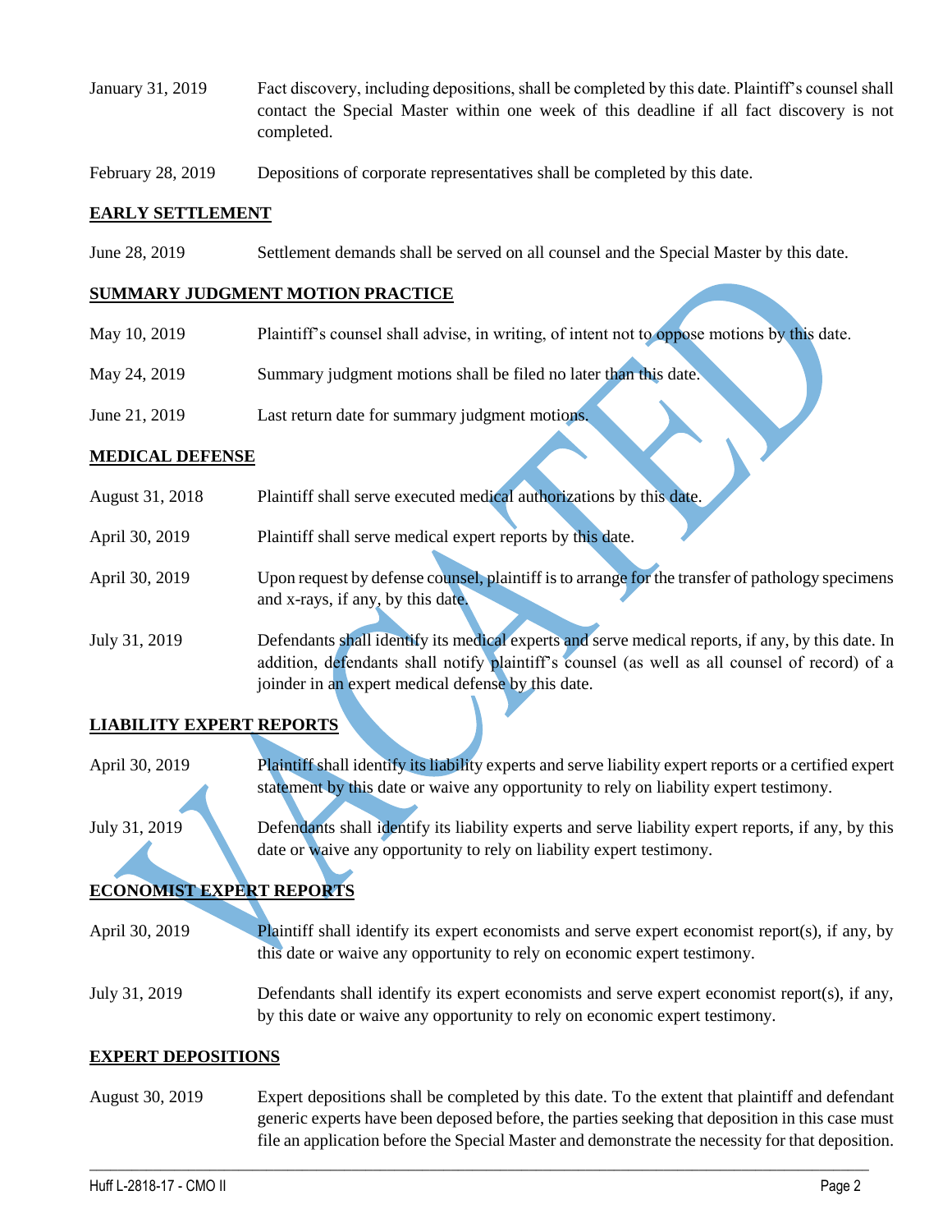| | |
|---|---|
| January 31, 2019 | Fact discovery, including depositions, shall be completed by this date. Plaintiff's counsel shall contact the Special Master within one week of this deadline if all fact discovery is not completed. |
| February 28, 2019 | Depositions of corporate representatives shall be completed by this date. |

**EARLY SETTLEMENT**

| | |
|---|---|
| June 28, 2019 | Settlement demands shall be served on all counsel and the Special Master by this date. |

**SUMMARY JUDGMENT MOTION PRACTICE**

| | |
|---|---|
| May 10, 2019 | Plaintiff's counsel shall advise, in writing, of intent not to oppose motions by this date. |
| May 24, 2019 | Summary judgment motions shall be filed no later than this date. |
| June 21, 2019 | Last return date for summary judgment motions. |

**MEDICAL DEFENSE**

| | |
|---|---|
| August 31, 2018 | Plaintiff shall serve executed medical authorizations by this date. |
| April 30, 2019 | Plaintiff shall serve medical expert reports by this date. |
| April 30, 2019 | Upon request by defense counsel, plaintiff is to arrange for the transfer of pathology specimens and x-rays, if any, by this date. |
| July 31, 2019 | Defendants shall identify its medical experts and serve medical reports, if any, by this date. In addition, defendants shall notify plaintiff's counsel (as well as all counsel of record) of a joinder in an expert medical defense by this date. |

**LIABILITY EXPERT REPORTS**

| | |
|---|---|
| April 30, 2019 | Plaintiff shall identify its liability experts and serve liability expert reports or a certified expert statement by this date or waive any opportunity to rely on liability expert testimony. |
| July 31, 2019 | Defendants shall identify its liability experts and serve liability expert reports, if any, by this date or waive any opportunity to rely on liability expert testimony. |

**ECONOMIST EXPERT REPORTS**

| | |
|---|---|
| April 30, 2019 | Plaintiff shall identify its expert economists and serve expert economist report(s), if any, by this date or waive any opportunity to rely on economic expert testimony. |
| July 31, 2019 | Defendants shall identify its expert economists and serve expert economist report(s), if any, by this date or waive any opportunity to rely on economic expert testimony. |

**EXPERT DEPOSITIONS**

| | |
|---|---|
| August 30, 2019 | Expert depositions shall be completed by this date. To the extent that plaintiff and defendant generic experts have been deposed before, the parties seeking that deposition in this case must file an application before the Special Master and demonstrate the necessity for that deposition. |

VACATED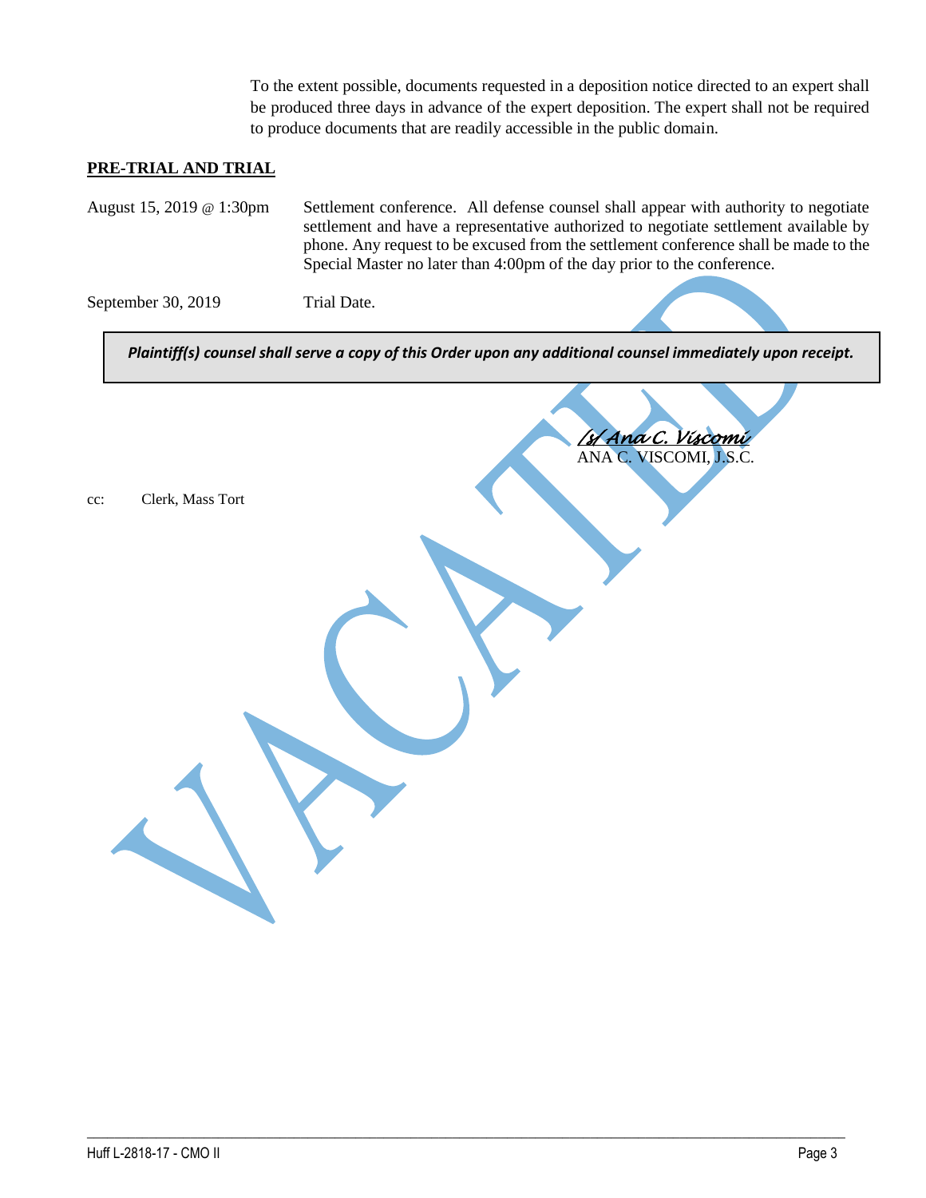To the extent possible, documents requested in a deposition notice directed to an expert shall be produced three days in advance of the expert deposition. The expert shall not be required to produce documents that are readily accessible in the public domain.

**PRE-TRIAL AND TRIAL**

| | |
|---|---|
| August 15, 2019 @ 1:30pm | Settlement conference. All defense counsel shall appear with authority to negotiate settlement and have a representative authorized to negotiate settlement available by phone. Any request to be excused from the settlement conference shall be made to the Special Master no later than 4:00pm of the day prior to the conference. |
| September 30, 2019 | Trial Date. |

***Plaintiff(s) counsel shall serve a copy of this Order upon any additional counsel immediately upon receipt.***

VACATED

/s/ Ana C. Viscomi
ANA C. VISCOMI, J.S.C.

cc: Clerk, Mass Tort